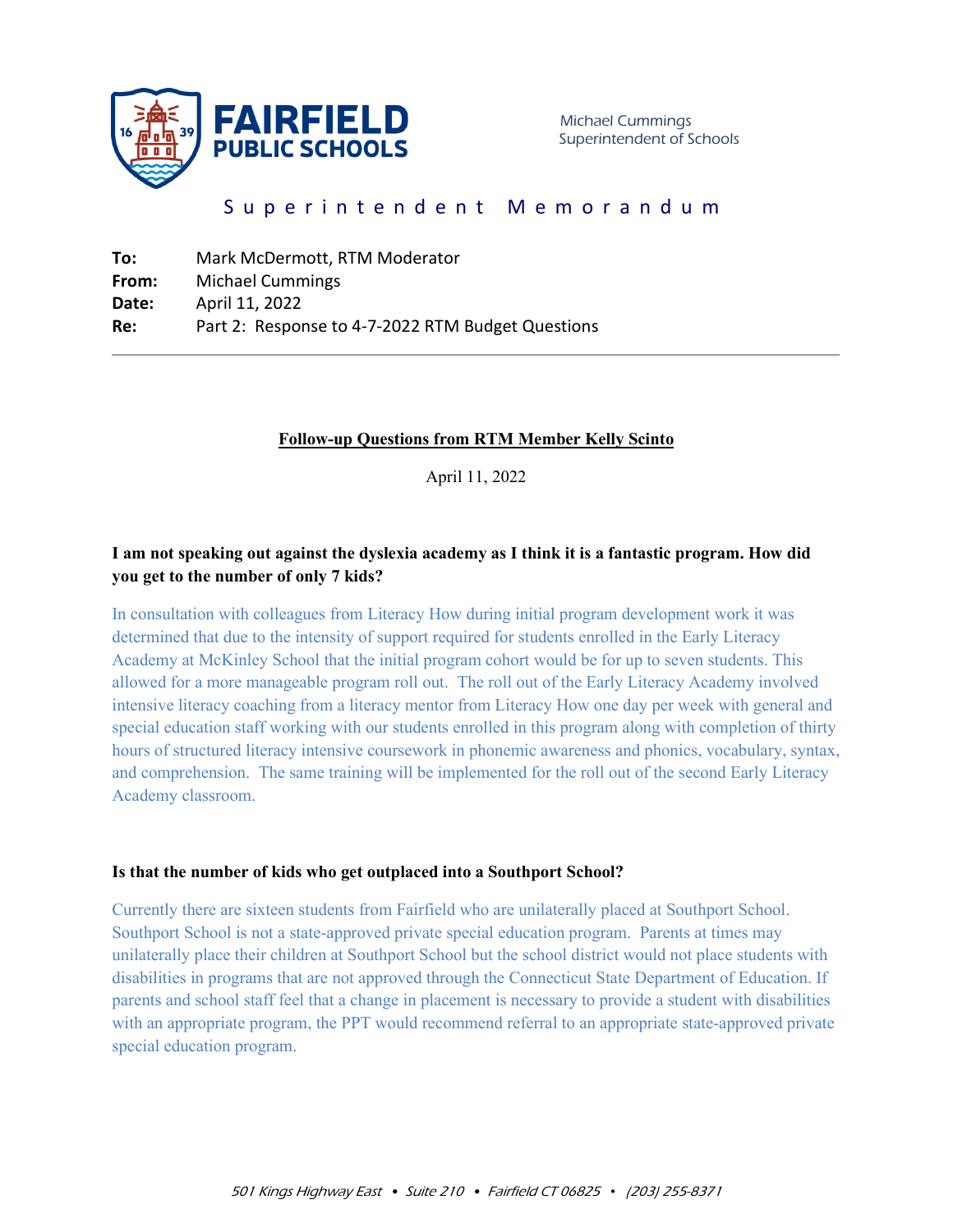**FAIRFIELD PUBLIC SCHOOLS**

Michael Cummings
Superintendent of Schools

# Superintendent Memorandum

**To:** Mark McDermott, RTM Moderator
**From:** Michael Cummings
**Date:** April 11, 2022
**Re:** Part 2: Response to 4-7-2022 RTM Budget Questions

---

## Follow-up Questions from RTM Member Kelly Scinto

April 11, 2022

**I am not speaking out against the dyslexia academy as I think it is a fantastic program. How did you get to the number of only 7 kids?**

In consultation with colleagues from Literacy How during initial program development work it was determined that due to the intensity of support required for students enrolled in the Early Literacy Academy at McKinley School that the initial program cohort would be for up to seven students. This allowed for a more manageable program roll out. The roll out of the Early Literacy Academy involved intensive literacy coaching from a literacy mentor from Literacy How one day per week with general and special education staff working with our students enrolled in this program along with completion of thirty hours of structured literacy intensive coursework in phonemic awareness and phonics, vocabulary, syntax, and comprehension. The same training will be implemented for the roll out of the second Early Literacy Academy classroom.

**Is that the number of kids who get outplaced into a Southport School?**

Currently there are sixteen students from Fairfield who are unilaterally placed at Southport School. Southport School is not a state-approved private special education program. Parents at times may unilaterally place their children at Southport School but the school district would not place students with disabilities in programs that are not approved through the Connecticut State Department of Education. If parents and school staff feel that a change in placement is necessary to provide a student with disabilities with an appropriate program, the PPT would recommend referral to an appropriate state-approved private special education program.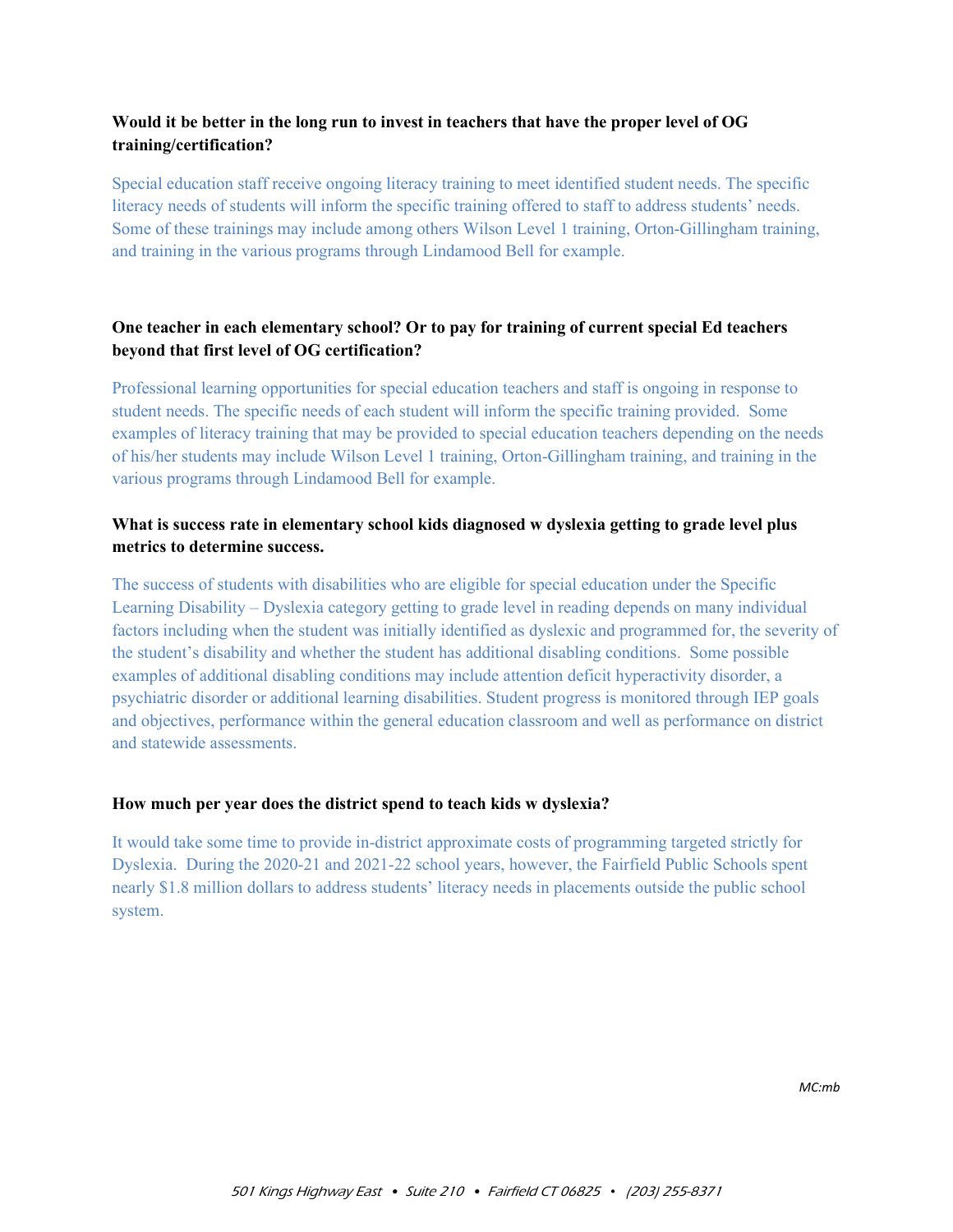**Would it be better in the long run to invest in teachers that have the proper level of OG training/certification?**

Special education staff receive ongoing literacy training to meet identified student needs. The specific literacy needs of students will inform the specific training offered to staff to address students' needs. Some of these trainings may include among others Wilson Level 1 training, Orton-Gillingham training, and training in the various programs through Lindamood Bell for example.

**One teacher in each elementary school? Or to pay for training of current special Ed teachers beyond that first level of OG certification?**

Professional learning opportunities for special education teachers and staff is ongoing in response to student needs. The specific needs of each student will inform the specific training provided. Some examples of literacy training that may be provided to special education teachers depending on the needs of his/her students may include Wilson Level 1 training, Orton-Gillingham training, and training in the various programs through Lindamood Bell for example.

**What is success rate in elementary school kids diagnosed w dyslexia getting to grade level plus metrics to determine success.**

The success of students with disabilities who are eligible for special education under the Specific Learning Disability – Dyslexia category getting to grade level in reading depends on many individual factors including when the student was initially identified as dyslexic and programmed for, the severity of the student's disability and whether the student has additional disabling conditions. Some possible examples of additional disabling conditions may include attention deficit hyperactivity disorder, a psychiatric disorder or additional learning disabilities. Student progress is monitored through IEP goals and objectives, performance within the general education classroom and well as performance on district and statewide assessments.

**How much per year does the district spend to teach kids w dyslexia?**

It would take some time to provide in-district approximate costs of programming targeted strictly for Dyslexia. During the 2020-21 and 2021-22 school years, however, the Fairfield Public Schools spent nearly $1.8 million dollars to address students' literacy needs in placements outside the public school system.

*MC:mb*

*501 Kings Highway East • Suite 210 • Fairfield CT 06825 • (203) 255-8371*